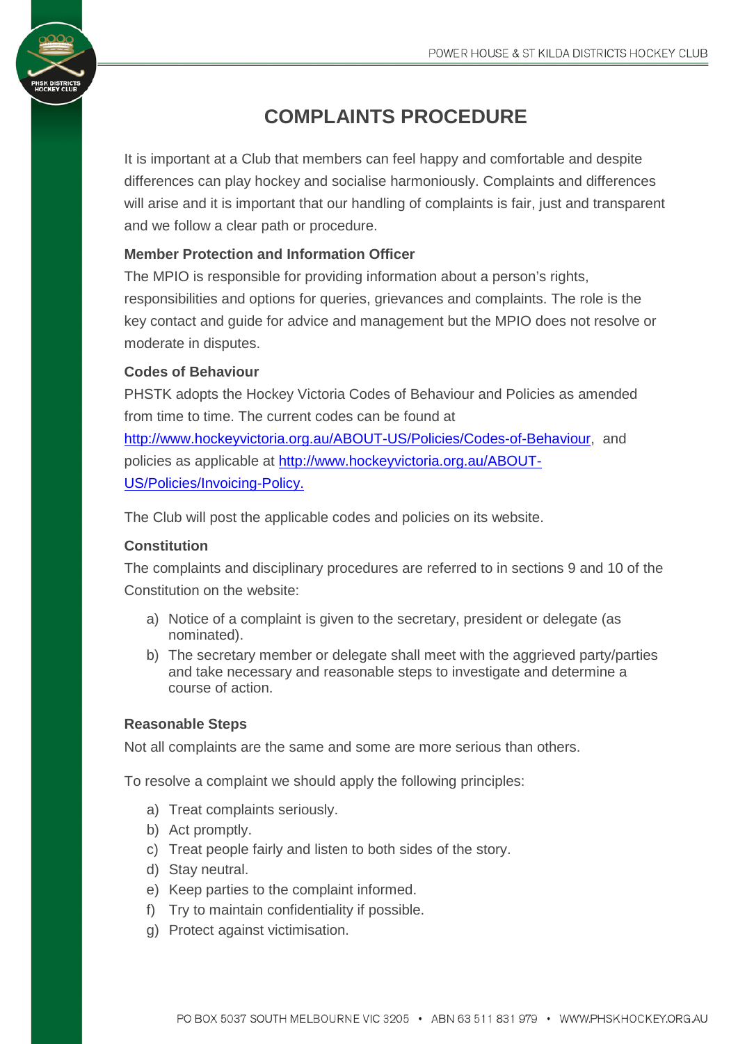# COMPLAINTS PROCEDURE

It is important at a Club that members can feel happy and comfortable and despite differences can play hockey and socialise harmoniously. Complaints and differences will arise and it is important that our handling of complaints is fair, just and transparent and we follow a clear path or procedure.

**Member Protection and Information Officer**

The MPIO is responsible for providing information about a person's rights, responsibilities and options for queries, grievances and complaints. The role is the key contact and guide for advice and management but the MPIO does not resolve or moderate in disputes.

**Codes of Behaviour**

PHSTK adopts the Hockey Victoria Codes of Behaviour and Policies as amended from time to time. The current codes can be found at http://www.hockeyvictoria.org.au/ABOUT-US/Policies/Codes-of-Behaviour, and policies as applicable at http://www.hockeyvictoria.org.au/ABOUT-US/Policies/Invoicing-Policy.

The Club will post the applicable codes and policies on its website.

**Constitution**

The complaints and disciplinary procedures are referred to in sections 9 and 10 of the Constitution on the website:

a) Notice of a complaint is given to the secretary, president or delegate (as nominated).
b) The secretary member or delegate shall meet with the aggrieved party/parties and take necessary and reasonable steps to investigate and determine a course of action.

**Reasonable Steps**

Not all complaints are the same and some are more serious than others.

To resolve a complaint we should apply the following principles:

a) Treat complaints seriously.
b) Act promptly.
c) Treat people fairly and listen to both sides of the story.
d) Stay neutral.
e) Keep parties to the complaint informed.
f) Try to maintain confidentiality if possible.
g) Protect against victimisation.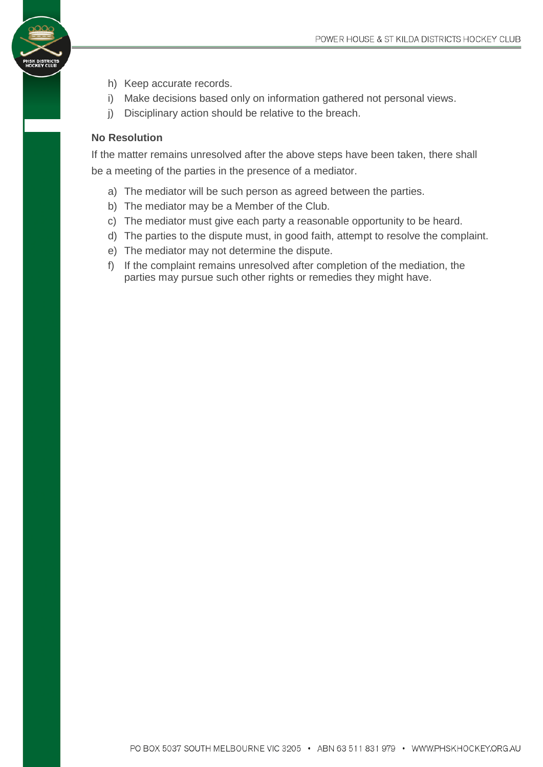h) Keep accurate records.
i) Make decisions based only on information gathered not personal views.
j) Disciplinary action should be relative to the breach.

**No Resolution**

If the matter remains unresolved after the above steps have been taken, there shall be a meeting of the parties in the presence of a mediator.

a) The mediator will be such person as agreed between the parties.
b) The mediator may be a Member of the Club.
c) The mediator must give each party a reasonable opportunity to be heard.
d) The parties to the dispute must, in good faith, attempt to resolve the complaint.
e) The mediator may not determine the dispute.
f) If the complaint remains unresolved after completion of the mediation, the parties may pursue such other rights or remedies they might have.